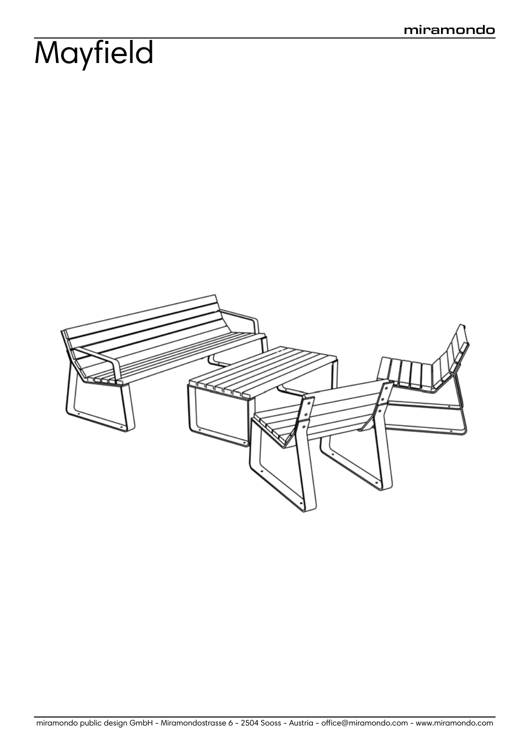# Mayfield

miramondo public design GmbH - Miramondostrasse 6 - 2504 Sooss - Austria - office@miramondo.com - www.miramondo.com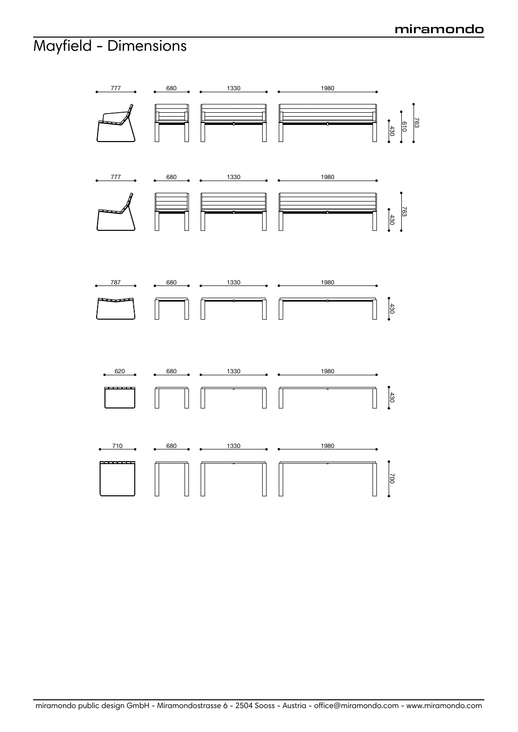# Mayfield - Dimensions

777 680 1330 1980

430 610 763

777 680 1330 1980

430 763

787 680 1330 1980

430

620 680 1330 1980

430

710 680 1330 1980

700

miramondo public design GmbH - Miramondostrasse 6 - 2504 Sooss - Austria - office@miramondo.com - www.miramondo.com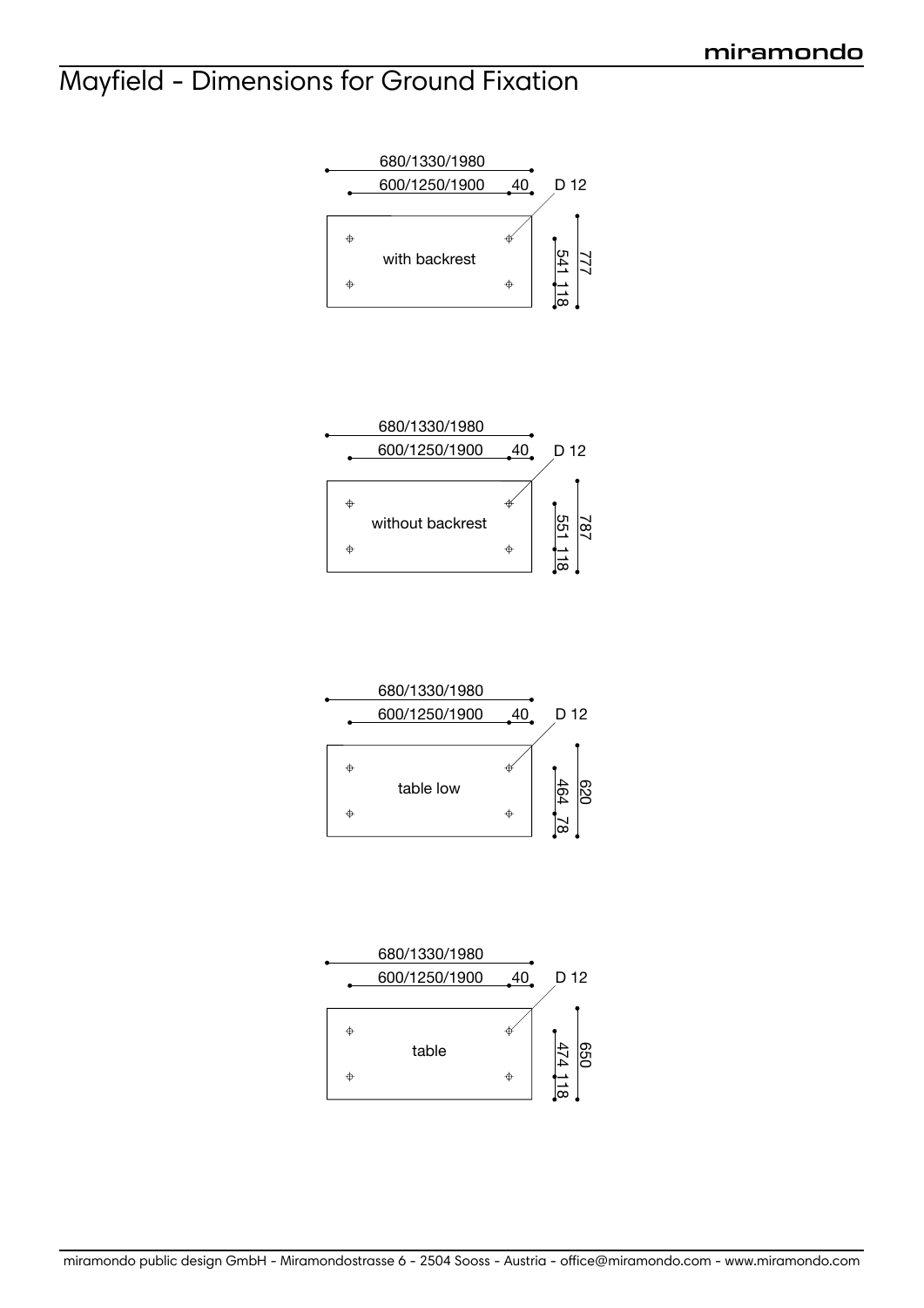# Mayfield - Dimensions for Ground Fixation

680/1330/1980

600/1250/1900 40 D 12

with backrest

541 118 777

680/1330/1980

600/1250/1900 40 D 12

without backrest

551 118 787

680/1330/1980

600/1250/1900 40 D 12

table low

464 78 620

680/1330/1980

600/1250/1900 40 D 12

table

474 118 650

miramondo public design GmbH - Miramondostrasse 6 - 2504 Sooss - Austria - office@miramondo.com - www.miramondo.com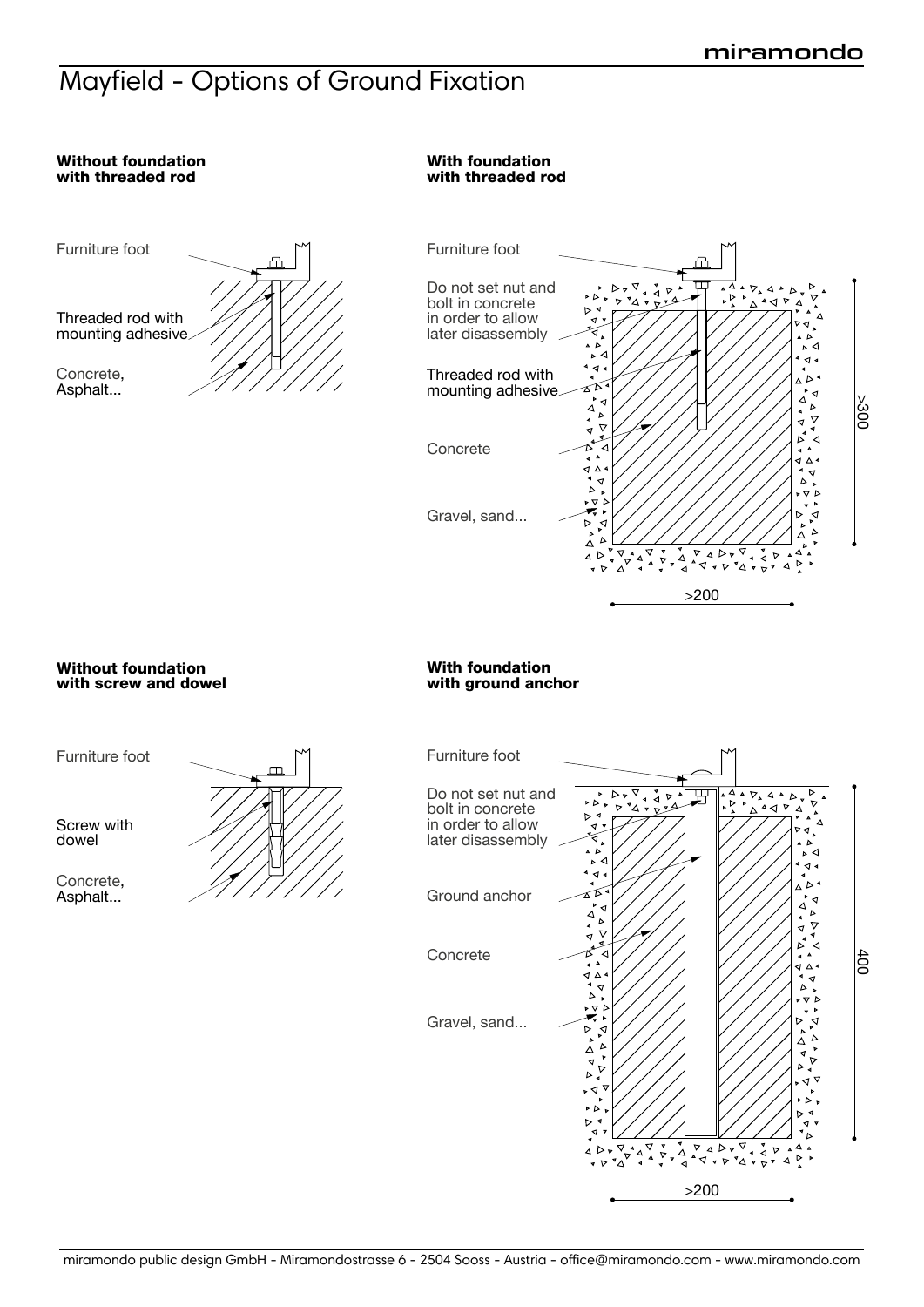# Mayfield - Options of Ground Fixation

## Without foundation with threaded rod

Furniture foot

Threaded rod with mounting adhesive

Concrete, Asphalt...

## With foundation with threaded rod

Furniture foot

Do not set nut and bolt in concrete in order to allow later disassembly

Threaded rod with mounting adhesive

Concrete

Gravel, sand...

>300

>200

## Without foundation with screw and dowel

Furniture foot

Screw with dowel

Concrete, Asphalt...

## With foundation with ground anchor

Furniture foot

Do not set nut and bolt in concrete in order to allow later disassembly

Ground anchor

Concrete

Gravel, sand...

400

>200

miramondo public design GmbH - Miramondostrasse 6 - 2504 Sooss - Austria - office@miramondo.com - www.miramondo.com